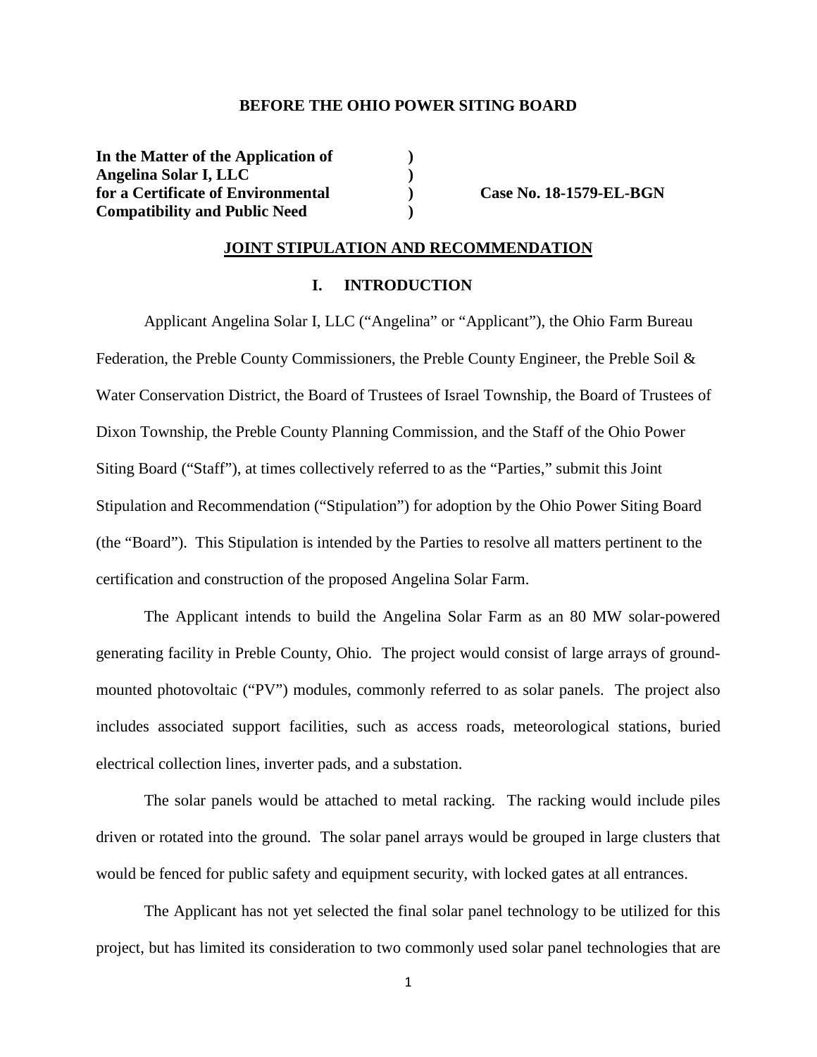**BEFORE THE OHIO POWER SITING BOARD**

| | | |
|---|---|---|
| **In the Matter of the Application of Angelina Solar I, LLC for a Certificate of Environmental Compatibility and Public Need** | **)** | **Case No. 18-1579-EL-BGN** |

**JOINT STIPULATION AND RECOMMENDATION**

## I. INTRODUCTION

Applicant Angelina Solar I, LLC ("Angelina" or "Applicant"), the Ohio Farm Bureau Federation, the Preble County Commissioners, the Preble County Engineer, the Preble Soil & Water Conservation District, the Board of Trustees of Israel Township, the Board of Trustees of Dixon Township, the Preble County Planning Commission, and the Staff of the Ohio Power Siting Board ("Staff"), at times collectively referred to as the "Parties," submit this Joint Stipulation and Recommendation ("Stipulation") for adoption by the Ohio Power Siting Board (the "Board"). This Stipulation is intended by the Parties to resolve all matters pertinent to the certification and construction of the proposed Angelina Solar Farm.

The Applicant intends to build the Angelina Solar Farm as an 80 MW solar-powered generating facility in Preble County, Ohio. The project would consist of large arrays of ground-mounted photovoltaic ("PV") modules, commonly referred to as solar panels. The project also includes associated support facilities, such as access roads, meteorological stations, buried electrical collection lines, inverter pads, and a substation.

The solar panels would be attached to metal racking. The racking would include piles driven or rotated into the ground. The solar panel arrays would be grouped in large clusters that would be fenced for public safety and equipment security, with locked gates at all entrances.

The Applicant has not yet selected the final solar panel technology to be utilized for this project, but has limited its consideration to two commonly used solar panel technologies that are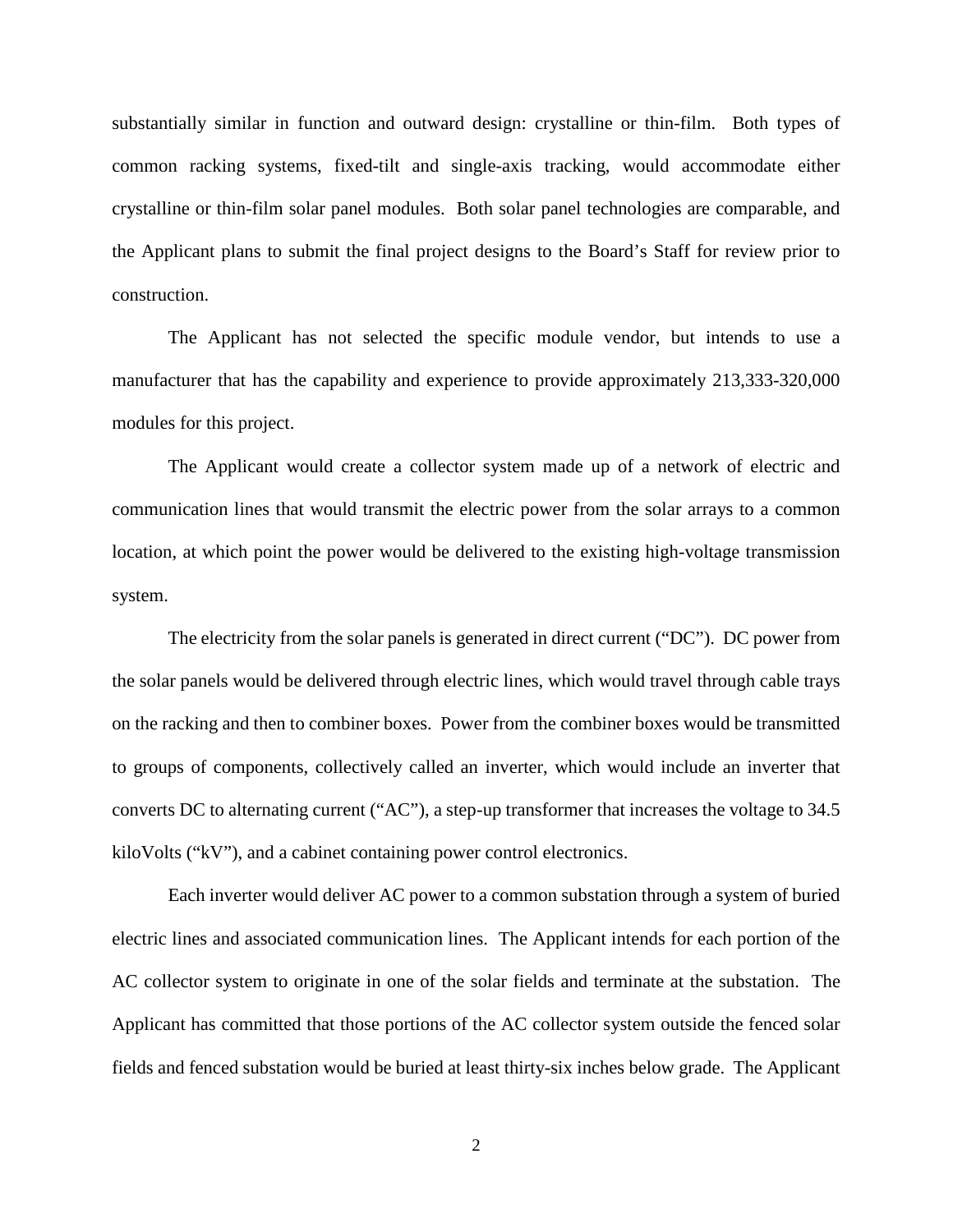substantially similar in function and outward design: crystalline or thin-film. Both types of common racking systems, fixed-tilt and single-axis tracking, would accommodate either crystalline or thin-film solar panel modules. Both solar panel technologies are comparable, and the Applicant plans to submit the final project designs to the Board's Staff for review prior to construction.

The Applicant has not selected the specific module vendor, but intends to use a manufacturer that has the capability and experience to provide approximately 213,333-320,000 modules for this project.

The Applicant would create a collector system made up of a network of electric and communication lines that would transmit the electric power from the solar arrays to a common location, at which point the power would be delivered to the existing high-voltage transmission system.

The electricity from the solar panels is generated in direct current ("DC"). DC power from the solar panels would be delivered through electric lines, which would travel through cable trays on the racking and then to combiner boxes. Power from the combiner boxes would be transmitted to groups of components, collectively called an inverter, which would include an inverter that converts DC to alternating current ("AC"), a step-up transformer that increases the voltage to 34.5 kiloVolts ("kV"), and a cabinet containing power control electronics.

Each inverter would deliver AC power to a common substation through a system of buried electric lines and associated communication lines. The Applicant intends for each portion of the AC collector system to originate in one of the solar fields and terminate at the substation. The Applicant has committed that those portions of the AC collector system outside the fenced solar fields and fenced substation would be buried at least thirty-six inches below grade. The Applicant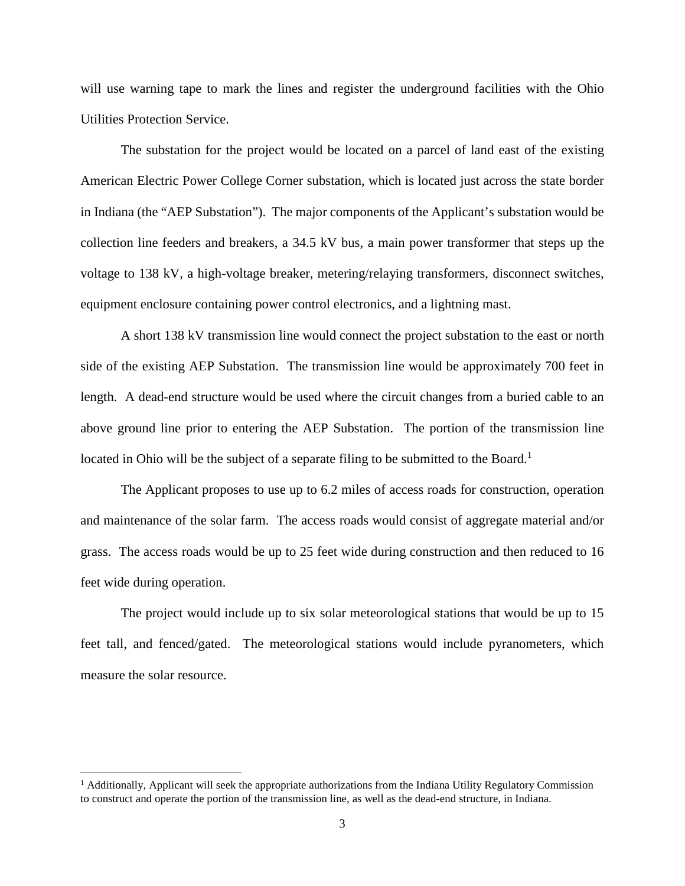will use warning tape to mark the lines and register the underground facilities with the Ohio Utilities Protection Service.

The substation for the project would be located on a parcel of land east of the existing American Electric Power College Corner substation, which is located just across the state border in Indiana (the "AEP Substation"). The major components of the Applicant's substation would be collection line feeders and breakers, a 34.5 kV bus, a main power transformer that steps up the voltage to 138 kV, a high-voltage breaker, metering/relaying transformers, disconnect switches, equipment enclosure containing power control electronics, and a lightning mast.

A short 138 kV transmission line would connect the project substation to the east or north side of the existing AEP Substation. The transmission line would be approximately 700 feet in length. A dead-end structure would be used where the circuit changes from a buried cable to an above ground line prior to entering the AEP Substation. The portion of the transmission line located in Ohio will be the subject of a separate filing to be submitted to the Board.[1]

The Applicant proposes to use up to 6.2 miles of access roads for construction, operation and maintenance of the solar farm. The access roads would consist of aggregate material and/or grass. The access roads would be up to 25 feet wide during construction and then reduced to 16 feet wide during operation.

The project would include up to six solar meteorological stations that would be up to 15 feet tall, and fenced/gated. The meteorological stations would include pyranometers, which measure the solar resource.

---

[1] Additionally, Applicant will seek the appropriate authorizations from the Indiana Utility Regulatory Commission to construct and operate the portion of the transmission line, as well as the dead-end structure, in Indiana.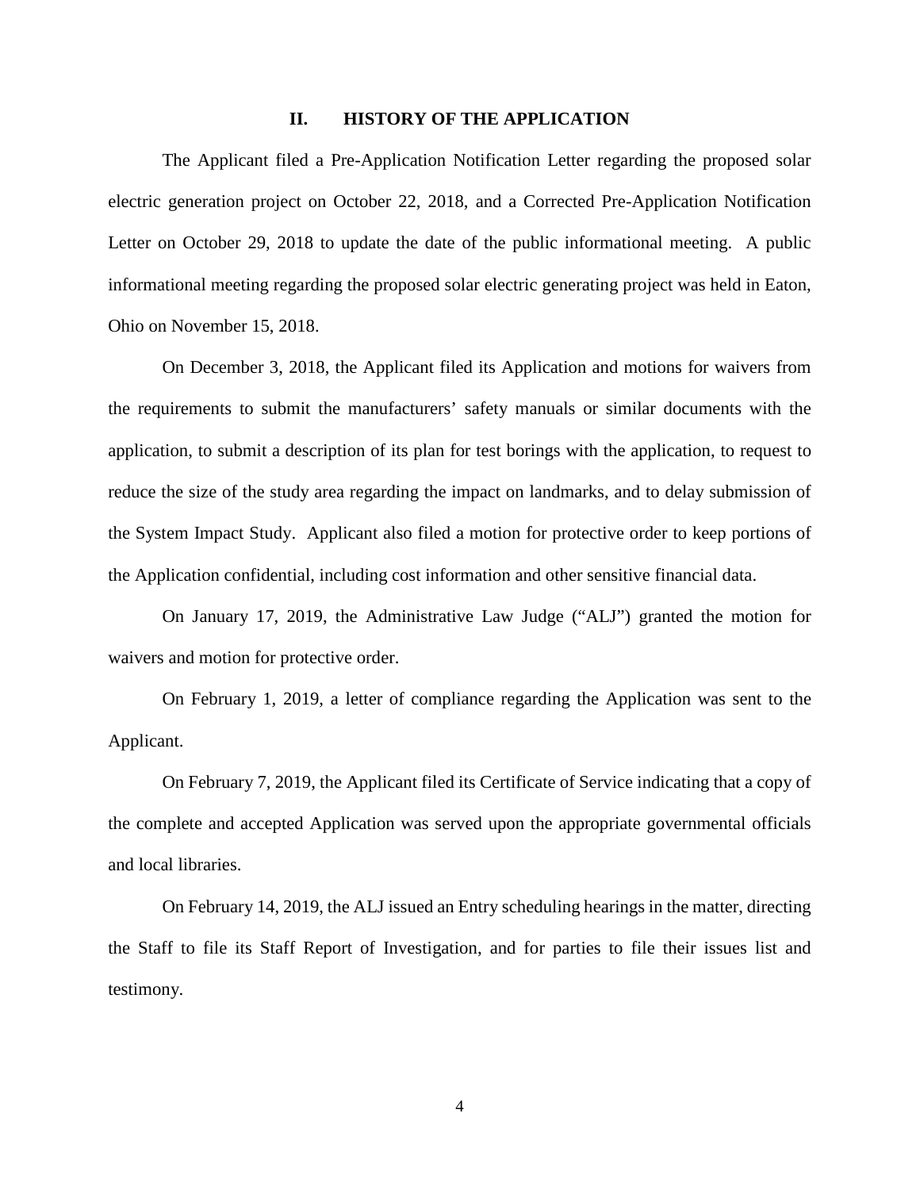## II. HISTORY OF THE APPLICATION

The Applicant filed a Pre-Application Notification Letter regarding the proposed solar electric generation project on October 22, 2018, and a Corrected Pre-Application Notification Letter on October 29, 2018 to update the date of the public informational meeting. A public informational meeting regarding the proposed solar electric generating project was held in Eaton, Ohio on November 15, 2018.

On December 3, 2018, the Applicant filed its Application and motions for waivers from the requirements to submit the manufacturers' safety manuals or similar documents with the application, to submit a description of its plan for test borings with the application, to request to reduce the size of the study area regarding the impact on landmarks, and to delay submission of the System Impact Study. Applicant also filed a motion for protective order to keep portions of the Application confidential, including cost information and other sensitive financial data.

On January 17, 2019, the Administrative Law Judge ("ALJ") granted the motion for waivers and motion for protective order.

On February 1, 2019, a letter of compliance regarding the Application was sent to the Applicant.

On February 7, 2019, the Applicant filed its Certificate of Service indicating that a copy of the complete and accepted Application was served upon the appropriate governmental officials and local libraries.

On February 14, 2019, the ALJ issued an Entry scheduling hearings in the matter, directing the Staff to file its Staff Report of Investigation, and for parties to file their issues list and testimony.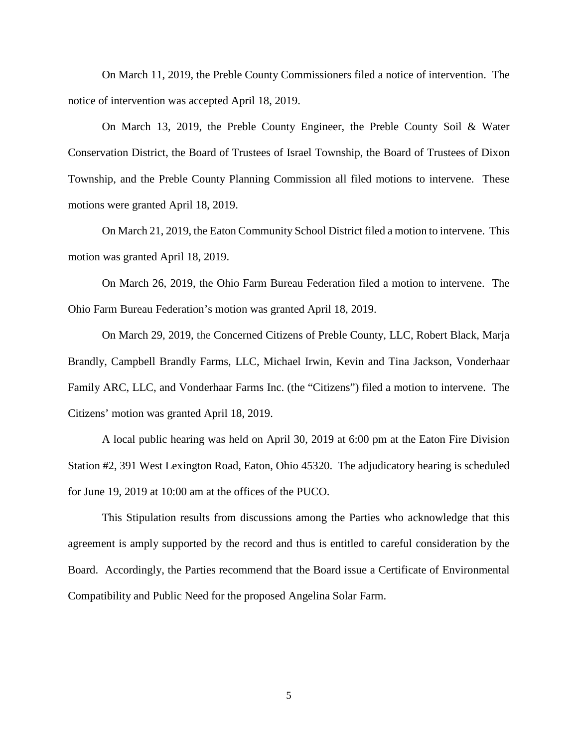On March 11, 2019, the Preble County Commissioners filed a notice of intervention. The notice of intervention was accepted April 18, 2019.

On March 13, 2019, the Preble County Engineer, the Preble County Soil & Water Conservation District, the Board of Trustees of Israel Township, the Board of Trustees of Dixon Township, and the Preble County Planning Commission all filed motions to intervene. These motions were granted April 18, 2019.

On March 21, 2019, the Eaton Community School District filed a motion to intervene. This motion was granted April 18, 2019.

On March 26, 2019, the Ohio Farm Bureau Federation filed a motion to intervene. The Ohio Farm Bureau Federation's motion was granted April 18, 2019.

On March 29, 2019, the Concerned Citizens of Preble County, LLC, Robert Black, Marja Brandly, Campbell Brandly Farms, LLC, Michael Irwin, Kevin and Tina Jackson, Vonderhaar Family ARC, LLC, and Vonderhaar Farms Inc. (the "Citizens") filed a motion to intervene. The Citizens' motion was granted April 18, 2019.

A local public hearing was held on April 30, 2019 at 6:00 pm at the Eaton Fire Division Station #2, 391 West Lexington Road, Eaton, Ohio 45320. The adjudicatory hearing is scheduled for June 19, 2019 at 10:00 am at the offices of the PUCO.

This Stipulation results from discussions among the Parties who acknowledge that this agreement is amply supported by the record and thus is entitled to careful consideration by the Board. Accordingly, the Parties recommend that the Board issue a Certificate of Environmental Compatibility and Public Need for the proposed Angelina Solar Farm.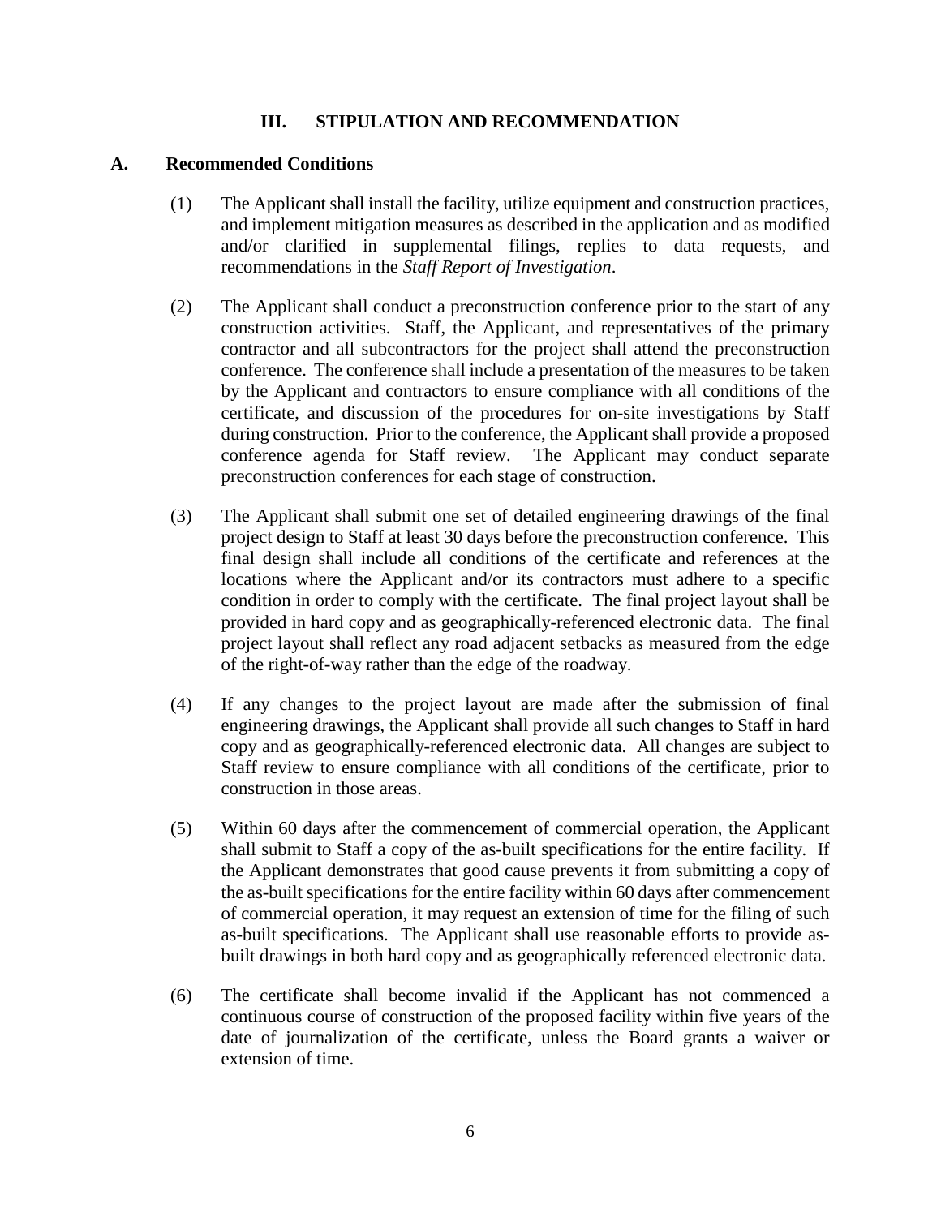## III. STIPULATION AND RECOMMENDATION

### A. Recommended Conditions

(1) The Applicant shall install the facility, utilize equipment and construction practices, and implement mitigation measures as described in the application and as modified and/or clarified in supplemental filings, replies to data requests, and recommendations in the *Staff Report of Investigation*.

(2) The Applicant shall conduct a preconstruction conference prior to the start of any construction activities. Staff, the Applicant, and representatives of the primary contractor and all subcontractors for the project shall attend the preconstruction conference. The conference shall include a presentation of the measures to be taken by the Applicant and contractors to ensure compliance with all conditions of the certificate, and discussion of the procedures for on-site investigations by Staff during construction. Prior to the conference, the Applicant shall provide a proposed conference agenda for Staff review. The Applicant may conduct separate preconstruction conferences for each stage of construction.

(3) The Applicant shall submit one set of detailed engineering drawings of the final project design to Staff at least 30 days before the preconstruction conference. This final design shall include all conditions of the certificate and references at the locations where the Applicant and/or its contractors must adhere to a specific condition in order to comply with the certificate. The final project layout shall be provided in hard copy and as geographically-referenced electronic data. The final project layout shall reflect any road adjacent setbacks as measured from the edge of the right-of-way rather than the edge of the roadway.

(4) If any changes to the project layout are made after the submission of final engineering drawings, the Applicant shall provide all such changes to Staff in hard copy and as geographically-referenced electronic data. All changes are subject to Staff review to ensure compliance with all conditions of the certificate, prior to construction in those areas.

(5) Within 60 days after the commencement of commercial operation, the Applicant shall submit to Staff a copy of the as-built specifications for the entire facility. If the Applicant demonstrates that good cause prevents it from submitting a copy of the as-built specifications for the entire facility within 60 days after commencement of commercial operation, it may request an extension of time for the filing of such as-built specifications. The Applicant shall use reasonable efforts to provide as-built drawings in both hard copy and as geographically referenced electronic data.

(6) The certificate shall become invalid if the Applicant has not commenced a continuous course of construction of the proposed facility within five years of the date of journalization of the certificate, unless the Board grants a waiver or extension of time.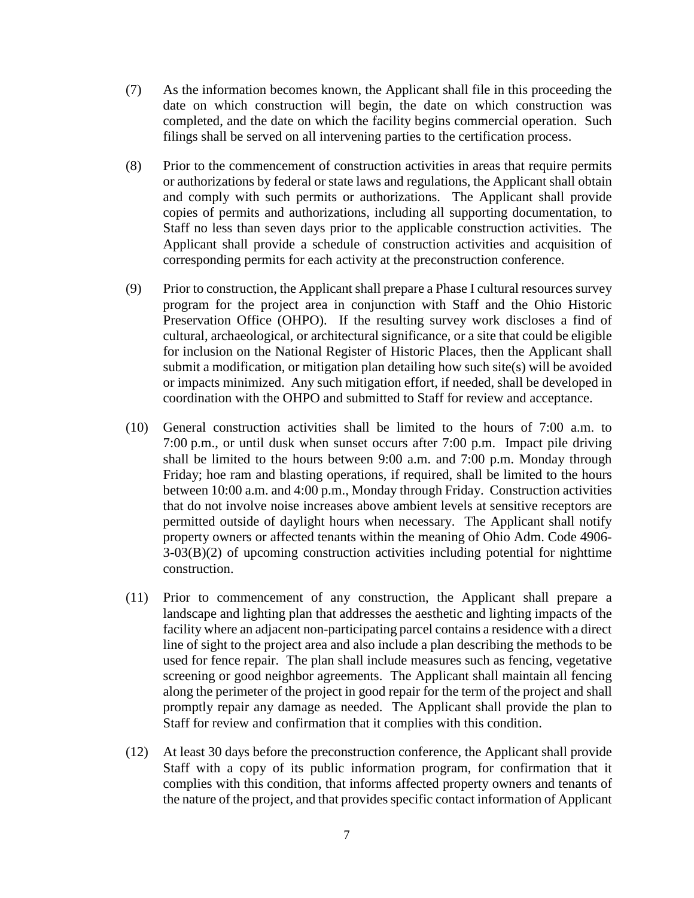(7) As the information becomes known, the Applicant shall file in this proceeding the date on which construction will begin, the date on which construction was completed, and the date on which the facility begins commercial operation. Such filings shall be served on all intervening parties to the certification process.

(8) Prior to the commencement of construction activities in areas that require permits or authorizations by federal or state laws and regulations, the Applicant shall obtain and comply with such permits or authorizations. The Applicant shall provide copies of permits and authorizations, including all supporting documentation, to Staff no less than seven days prior to the applicable construction activities. The Applicant shall provide a schedule of construction activities and acquisition of corresponding permits for each activity at the preconstruction conference.

(9) Prior to construction, the Applicant shall prepare a Phase I cultural resources survey program for the project area in conjunction with Staff and the Ohio Historic Preservation Office (OHPO). If the resulting survey work discloses a find of cultural, archaeological, or architectural significance, or a site that could be eligible for inclusion on the National Register of Historic Places, then the Applicant shall submit a modification, or mitigation plan detailing how such site(s) will be avoided or impacts minimized. Any such mitigation effort, if needed, shall be developed in coordination with the OHPO and submitted to Staff for review and acceptance.

(10) General construction activities shall be limited to the hours of 7:00 a.m. to 7:00 p.m., or until dusk when sunset occurs after 7:00 p.m. Impact pile driving shall be limited to the hours between 9:00 a.m. and 7:00 p.m. Monday through Friday; hoe ram and blasting operations, if required, shall be limited to the hours between 10:00 a.m. and 4:00 p.m., Monday through Friday. Construction activities that do not involve noise increases above ambient levels at sensitive receptors are permitted outside of daylight hours when necessary. The Applicant shall notify property owners or affected tenants within the meaning of Ohio Adm. Code 4906-3-03(B)(2) of upcoming construction activities including potential for nighttime construction.

(11) Prior to commencement of any construction, the Applicant shall prepare a landscape and lighting plan that addresses the aesthetic and lighting impacts of the facility where an adjacent non-participating parcel contains a residence with a direct line of sight to the project area and also include a plan describing the methods to be used for fence repair. The plan shall include measures such as fencing, vegetative screening or good neighbor agreements. The Applicant shall maintain all fencing along the perimeter of the project in good repair for the term of the project and shall promptly repair any damage as needed. The Applicant shall provide the plan to Staff for review and confirmation that it complies with this condition.

(12) At least 30 days before the preconstruction conference, the Applicant shall provide Staff with a copy of its public information program, for confirmation that it complies with this condition, that informs affected property owners and tenants of the nature of the project, and that provides specific contact information of Applicant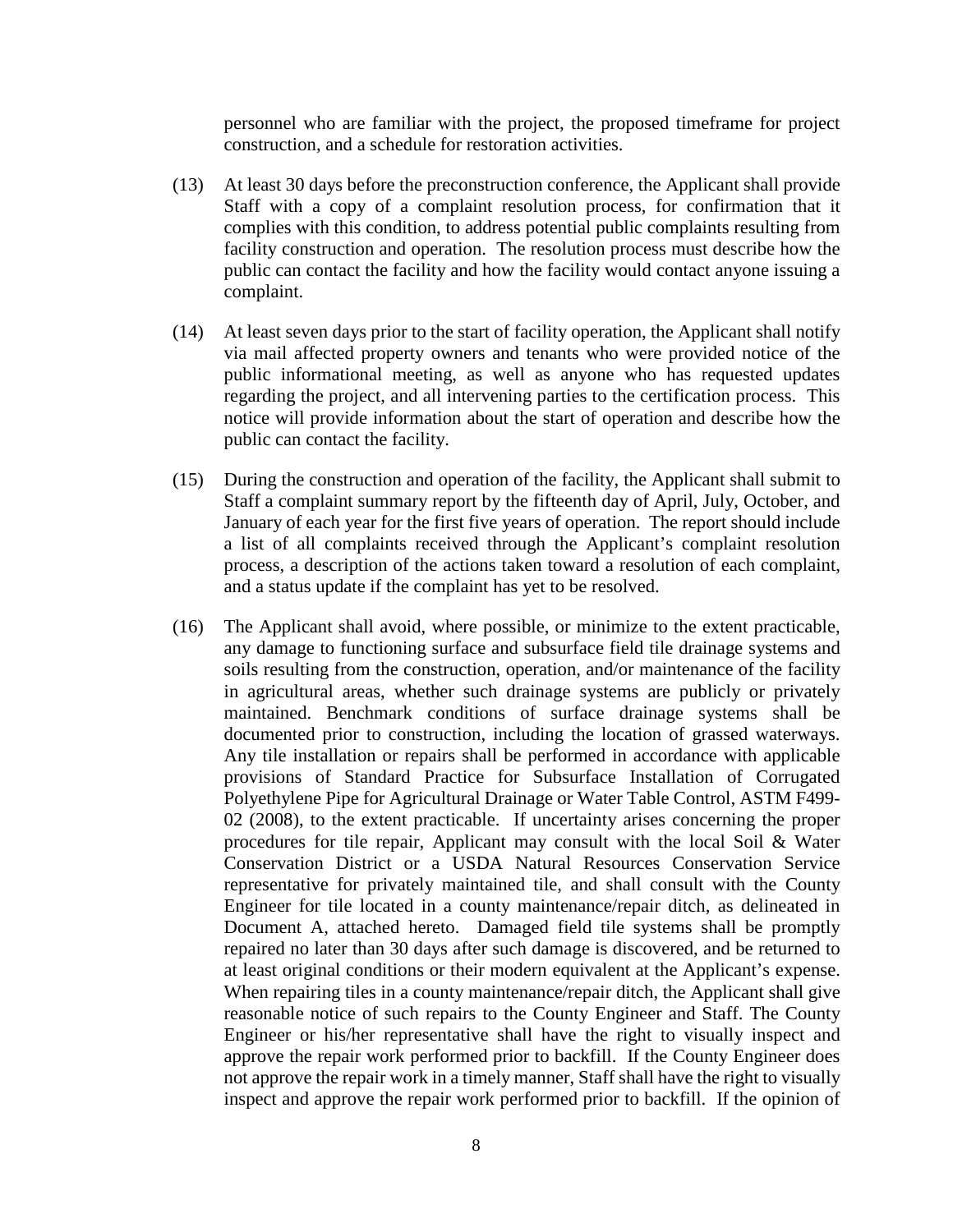personnel who are familiar with the project, the proposed timeframe for project construction, and a schedule for restoration activities.

(13) At least 30 days before the preconstruction conference, the Applicant shall provide Staff with a copy of a complaint resolution process, for confirmation that it complies with this condition, to address potential public complaints resulting from facility construction and operation. The resolution process must describe how the public can contact the facility and how the facility would contact anyone issuing a complaint.

(14) At least seven days prior to the start of facility operation, the Applicant shall notify via mail affected property owners and tenants who were provided notice of the public informational meeting, as well as anyone who has requested updates regarding the project, and all intervening parties to the certification process. This notice will provide information about the start of operation and describe how the public can contact the facility.

(15) During the construction and operation of the facility, the Applicant shall submit to Staff a complaint summary report by the fifteenth day of April, July, October, and January of each year for the first five years of operation. The report should include a list of all complaints received through the Applicant's complaint resolution process, a description of the actions taken toward a resolution of each complaint, and a status update if the complaint has yet to be resolved.

(16) The Applicant shall avoid, where possible, or minimize to the extent practicable, any damage to functioning surface and subsurface field tile drainage systems and soils resulting from the construction, operation, and/or maintenance of the facility in agricultural areas, whether such drainage systems are publicly or privately maintained. Benchmark conditions of surface drainage systems shall be documented prior to construction, including the location of grassed waterways. Any tile installation or repairs shall be performed in accordance with applicable provisions of Standard Practice for Subsurface Installation of Corrugated Polyethylene Pipe for Agricultural Drainage or Water Table Control, ASTM F499-02 (2008), to the extent practicable. If uncertainty arises concerning the proper procedures for tile repair, Applicant may consult with the local Soil & Water Conservation District or a USDA Natural Resources Conservation Service representative for privately maintained tile, and shall consult with the County Engineer for tile located in a county maintenance/repair ditch, as delineated in Document A, attached hereto. Damaged field tile systems shall be promptly repaired no later than 30 days after such damage is discovered, and be returned to at least original conditions or their modern equivalent at the Applicant's expense. When repairing tiles in a county maintenance/repair ditch, the Applicant shall give reasonable notice of such repairs to the County Engineer and Staff. The County Engineer or his/her representative shall have the right to visually inspect and approve the repair work performed prior to backfill. If the County Engineer does not approve the repair work in a timely manner, Staff shall have the right to visually inspect and approve the repair work performed prior to backfill. If the opinion of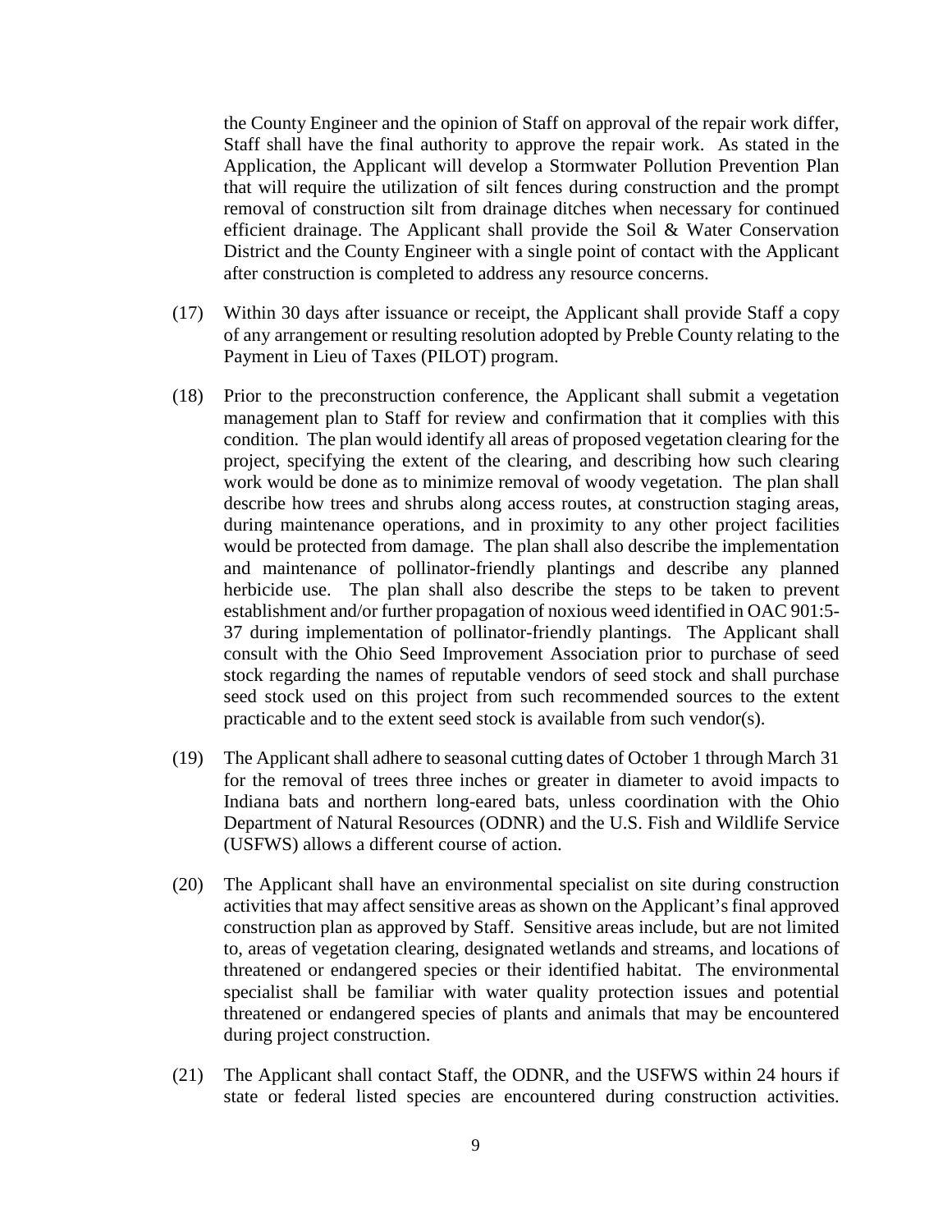the County Engineer and the opinion of Staff on approval of the repair work differ, Staff shall have the final authority to approve the repair work. As stated in the Application, the Applicant will develop a Stormwater Pollution Prevention Plan that will require the utilization of silt fences during construction and the prompt removal of construction silt from drainage ditches when necessary for continued efficient drainage. The Applicant shall provide the Soil & Water Conservation District and the County Engineer with a single point of contact with the Applicant after construction is completed to address any resource concerns.

(17) Within 30 days after issuance or receipt, the Applicant shall provide Staff a copy of any arrangement or resulting resolution adopted by Preble County relating to the Payment in Lieu of Taxes (PILOT) program.

(18) Prior to the preconstruction conference, the Applicant shall submit a vegetation management plan to Staff for review and confirmation that it complies with this condition. The plan would identify all areas of proposed vegetation clearing for the project, specifying the extent of the clearing, and describing how such clearing work would be done as to minimize removal of woody vegetation. The plan shall describe how trees and shrubs along access routes, at construction staging areas, during maintenance operations, and in proximity to any other project facilities would be protected from damage. The plan shall also describe the implementation and maintenance of pollinator-friendly plantings and describe any planned herbicide use. The plan shall also describe the steps to be taken to prevent establishment and/or further propagation of noxious weed identified in OAC 901:5-37 during implementation of pollinator-friendly plantings. The Applicant shall consult with the Ohio Seed Improvement Association prior to purchase of seed stock regarding the names of reputable vendors of seed stock and shall purchase seed stock used on this project from such recommended sources to the extent practicable and to the extent seed stock is available from such vendor(s).

(19) The Applicant shall adhere to seasonal cutting dates of October 1 through March 31 for the removal of trees three inches or greater in diameter to avoid impacts to Indiana bats and northern long-eared bats, unless coordination with the Ohio Department of Natural Resources (ODNR) and the U.S. Fish and Wildlife Service (USFWS) allows a different course of action.

(20) The Applicant shall have an environmental specialist on site during construction activities that may affect sensitive areas as shown on the Applicant's final approved construction plan as approved by Staff. Sensitive areas include, but are not limited to, areas of vegetation clearing, designated wetlands and streams, and locations of threatened or endangered species or their identified habitat. The environmental specialist shall be familiar with water quality protection issues and potential threatened or endangered species of plants and animals that may be encountered during project construction.

(21) The Applicant shall contact Staff, the ODNR, and the USFWS within 24 hours if state or federal listed species are encountered during construction activities.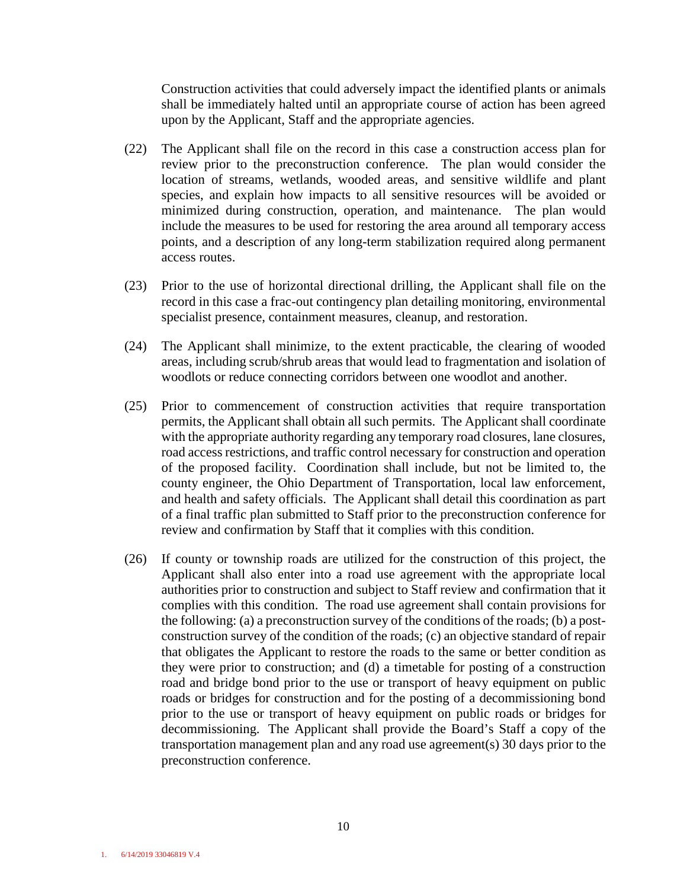Construction activities that could adversely impact the identified plants or animals shall be immediately halted until an appropriate course of action has been agreed upon by the Applicant, Staff and the appropriate agencies.

(22) The Applicant shall file on the record in this case a construction access plan for review prior to the preconstruction conference. The plan would consider the location of streams, wetlands, wooded areas, and sensitive wildlife and plant species, and explain how impacts to all sensitive resources will be avoided or minimized during construction, operation, and maintenance. The plan would include the measures to be used for restoring the area around all temporary access points, and a description of any long-term stabilization required along permanent access routes.

(23) Prior to the use of horizontal directional drilling, the Applicant shall file on the record in this case a frac-out contingency plan detailing monitoring, environmental specialist presence, containment measures, cleanup, and restoration.

(24) The Applicant shall minimize, to the extent practicable, the clearing of wooded areas, including scrub/shrub areas that would lead to fragmentation and isolation of woodlots or reduce connecting corridors between one woodlot and another.

(25) Prior to commencement of construction activities that require transportation permits, the Applicant shall obtain all such permits. The Applicant shall coordinate with the appropriate authority regarding any temporary road closures, lane closures, road access restrictions, and traffic control necessary for construction and operation of the proposed facility. Coordination shall include, but not be limited to, the county engineer, the Ohio Department of Transportation, local law enforcement, and health and safety officials. The Applicant shall detail this coordination as part of a final traffic plan submitted to Staff prior to the preconstruction conference for review and confirmation by Staff that it complies with this condition.

(26) If county or township roads are utilized for the construction of this project, the Applicant shall also enter into a road use agreement with the appropriate local authorities prior to construction and subject to Staff review and confirmation that it complies with this condition. The road use agreement shall contain provisions for the following: (a) a preconstruction survey of the conditions of the roads; (b) a post-construction survey of the condition of the roads; (c) an objective standard of repair that obligates the Applicant to restore the roads to the same or better condition as they were prior to construction; and (d) a timetable for posting of a construction road and bridge bond prior to the use or transport of heavy equipment on public roads or bridges for construction and for the posting of a decommissioning bond prior to the use or transport of heavy equipment on public roads or bridges for decommissioning. The Applicant shall provide the Board's Staff a copy of the transportation management plan and any road use agreement(s) 30 days prior to the preconstruction conference.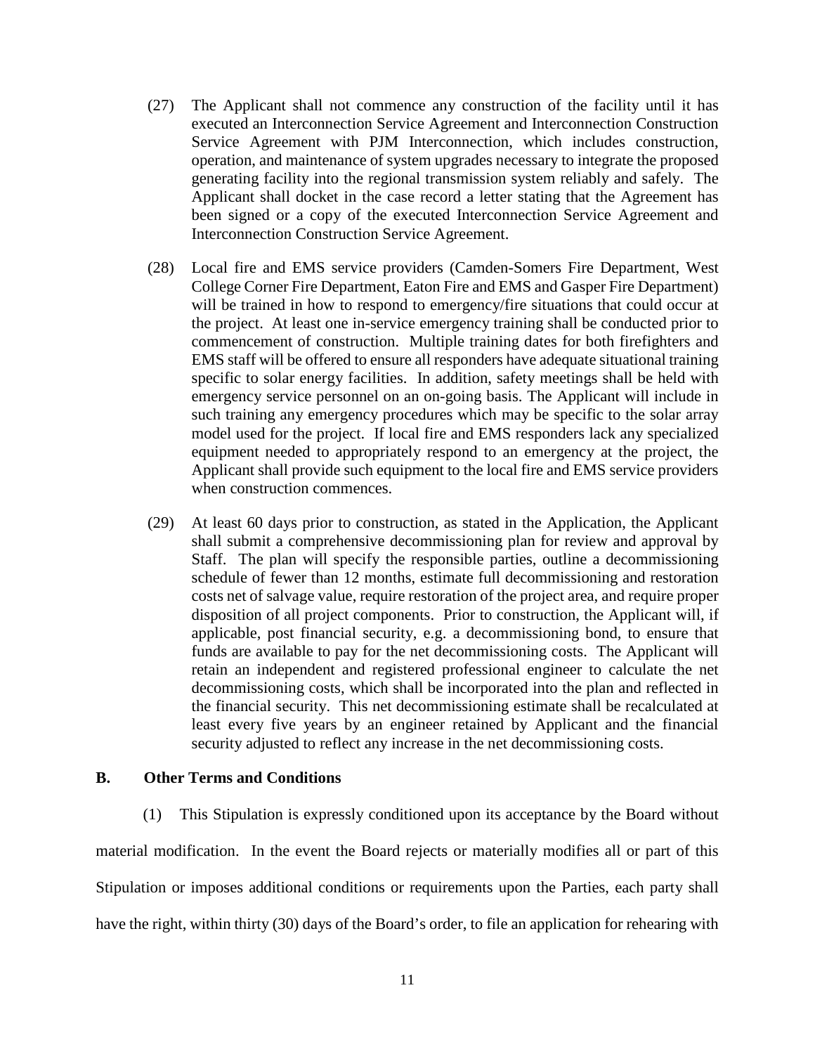(27) The Applicant shall not commence any construction of the facility until it has executed an Interconnection Service Agreement and Interconnection Construction Service Agreement with PJM Interconnection, which includes construction, operation, and maintenance of system upgrades necessary to integrate the proposed generating facility into the regional transmission system reliably and safely. The Applicant shall docket in the case record a letter stating that the Agreement has been signed or a copy of the executed Interconnection Service Agreement and Interconnection Construction Service Agreement.

(28) Local fire and EMS service providers (Camden-Somers Fire Department, West College Corner Fire Department, Eaton Fire and EMS and Gasper Fire Department) will be trained in how to respond to emergency/fire situations that could occur at the project. At least one in-service emergency training shall be conducted prior to commencement of construction. Multiple training dates for both firefighters and EMS staff will be offered to ensure all responders have adequate situational training specific to solar energy facilities. In addition, safety meetings shall be held with emergency service personnel on an on-going basis. The Applicant will include in such training any emergency procedures which may be specific to the solar array model used for the project. If local fire and EMS responders lack any specialized equipment needed to appropriately respond to an emergency at the project, the Applicant shall provide such equipment to the local fire and EMS service providers when construction commences.

(29) At least 60 days prior to construction, as stated in the Application, the Applicant shall submit a comprehensive decommissioning plan for review and approval by Staff. The plan will specify the responsible parties, outline a decommissioning schedule of fewer than 12 months, estimate full decommissioning and restoration costs net of salvage value, require restoration of the project area, and require proper disposition of all project components. Prior to construction, the Applicant will, if applicable, post financial security, e.g. a decommissioning bond, to ensure that funds are available to pay for the net decommissioning costs. The Applicant will retain an independent and registered professional engineer to calculate the net decommissioning costs, which shall be incorporated into the plan and reflected in the financial security. This net decommissioning estimate shall be recalculated at least every five years by an engineer retained by Applicant and the financial security adjusted to reflect any increase in the net decommissioning costs.

## B. Other Terms and Conditions

(1) This Stipulation is expressly conditioned upon its acceptance by the Board without material modification. In the event the Board rejects or materially modifies all or part of this Stipulation or imposes additional conditions or requirements upon the Parties, each party shall have the right, within thirty (30) days of the Board's order, to file an application for rehearing with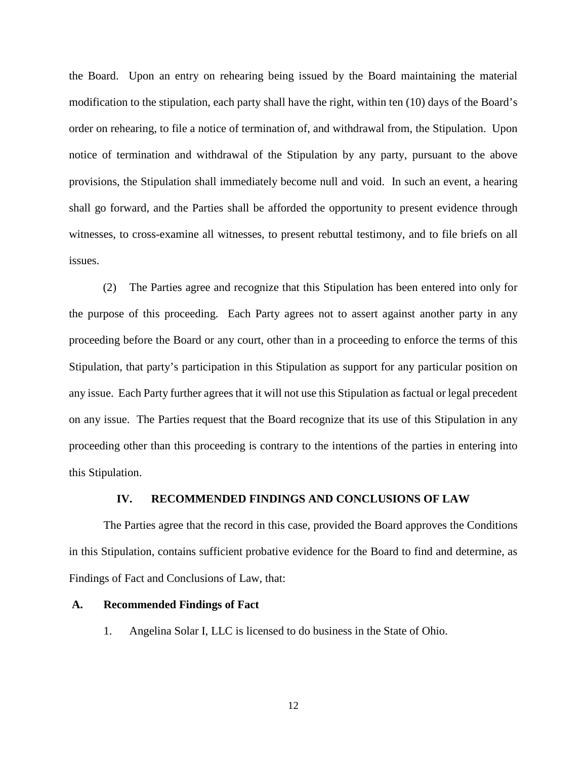the Board. Upon an entry on rehearing being issued by the Board maintaining the material modification to the stipulation, each party shall have the right, within ten (10) days of the Board's order on rehearing, to file a notice of termination of, and withdrawal from, the Stipulation. Upon notice of termination and withdrawal of the Stipulation by any party, pursuant to the above provisions, the Stipulation shall immediately become null and void. In such an event, a hearing shall go forward, and the Parties shall be afforded the opportunity to present evidence through witnesses, to cross-examine all witnesses, to present rebuttal testimony, and to file briefs on all issues.

(2) The Parties agree and recognize that this Stipulation has been entered into only for the purpose of this proceeding. Each Party agrees not to assert against another party in any proceeding before the Board or any court, other than in a proceeding to enforce the terms of this Stipulation, that party's participation in this Stipulation as support for any particular position on any issue. Each Party further agrees that it will not use this Stipulation as factual or legal precedent on any issue. The Parties request that the Board recognize that its use of this Stipulation in any proceeding other than this proceeding is contrary to the intentions of the parties in entering into this Stipulation.

## IV. RECOMMENDED FINDINGS AND CONCLUSIONS OF LAW

The Parties agree that the record in this case, provided the Board approves the Conditions in this Stipulation, contains sufficient probative evidence for the Board to find and determine, as Findings of Fact and Conclusions of Law, that:

### A. Recommended Findings of Fact

1. Angelina Solar I, LLC is licensed to do business in the State of Ohio.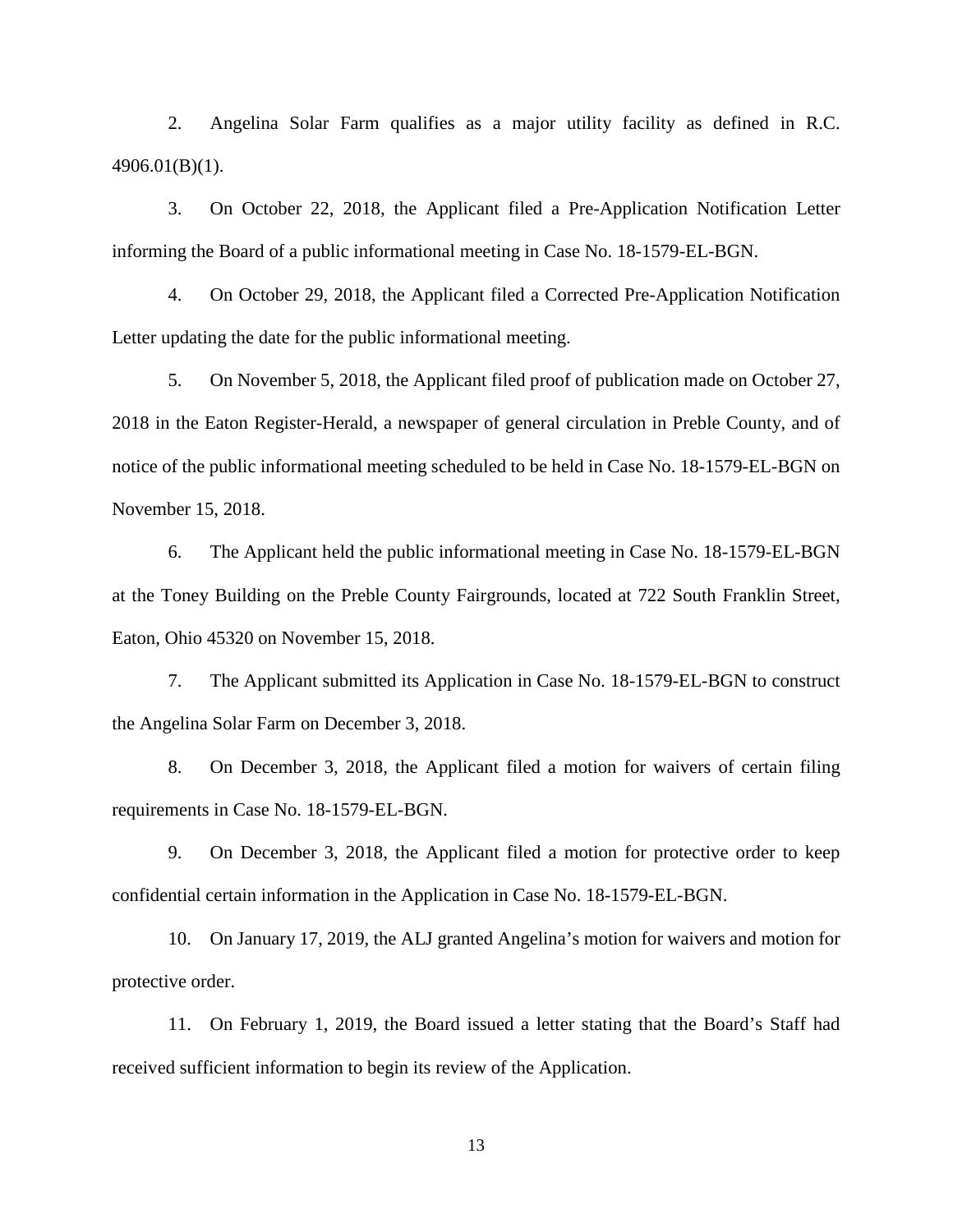2. Angelina Solar Farm qualifies as a major utility facility as defined in R.C. 4906.01(B)(1).

3. On October 22, 2018, the Applicant filed a Pre-Application Notification Letter informing the Board of a public informational meeting in Case No. 18-1579-EL-BGN.

4. On October 29, 2018, the Applicant filed a Corrected Pre-Application Notification Letter updating the date for the public informational meeting.

5. On November 5, 2018, the Applicant filed proof of publication made on October 27, 2018 in the Eaton Register-Herald, a newspaper of general circulation in Preble County, and of notice of the public informational meeting scheduled to be held in Case No. 18-1579-EL-BGN on November 15, 2018.

6. The Applicant held the public informational meeting in Case No. 18-1579-EL-BGN at the Toney Building on the Preble County Fairgrounds, located at 722 South Franklin Street, Eaton, Ohio 45320 on November 15, 2018.

7. The Applicant submitted its Application in Case No. 18-1579-EL-BGN to construct the Angelina Solar Farm on December 3, 2018.

8. On December 3, 2018, the Applicant filed a motion for waivers of certain filing requirements in Case No. 18-1579-EL-BGN.

9. On December 3, 2018, the Applicant filed a motion for protective order to keep confidential certain information in the Application in Case No. 18-1579-EL-BGN.

10. On January 17, 2019, the ALJ granted Angelina's motion for waivers and motion for protective order.

11. On February 1, 2019, the Board issued a letter stating that the Board's Staff had received sufficient information to begin its review of the Application.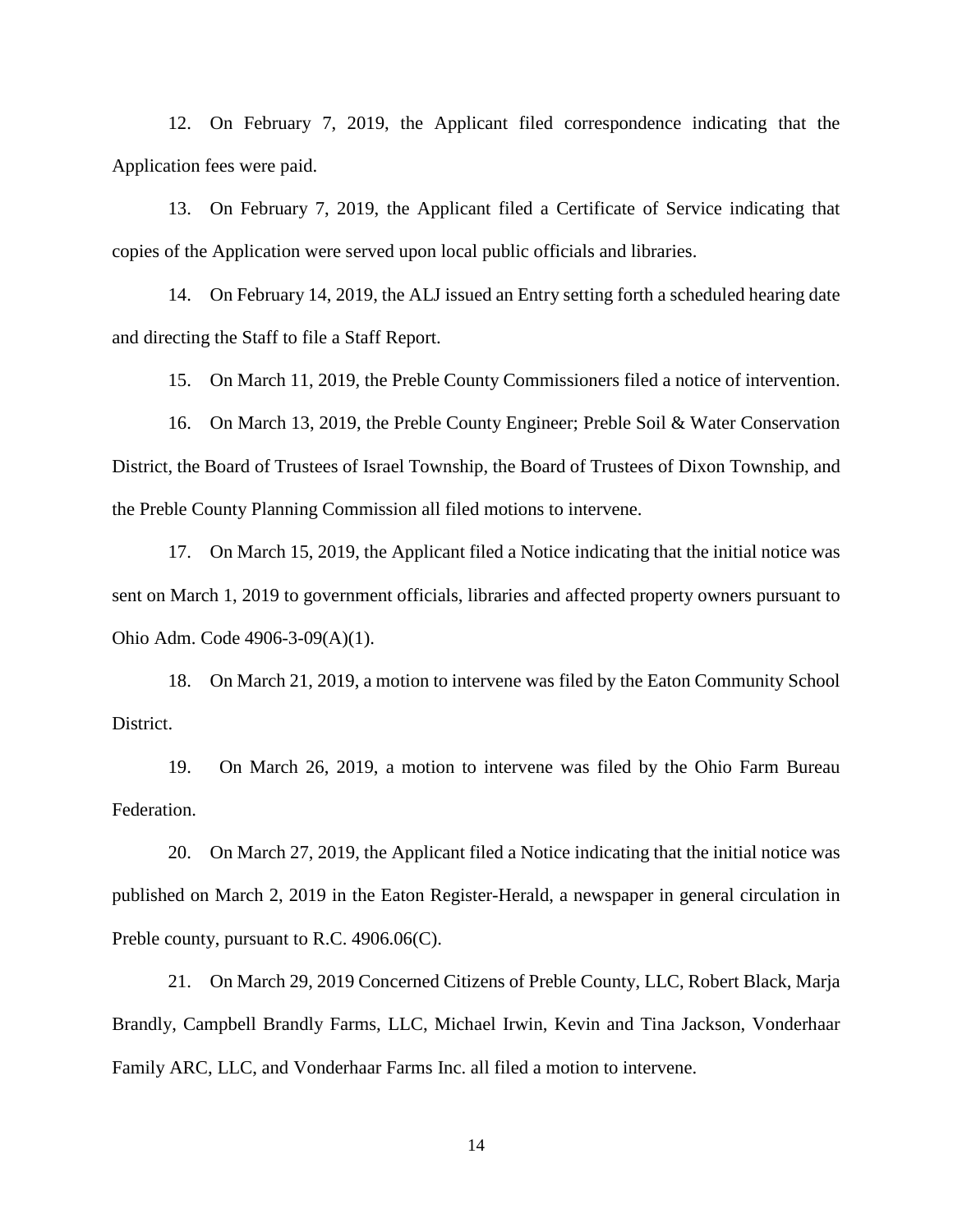12. On February 7, 2019, the Applicant filed correspondence indicating that the Application fees were paid.

13. On February 7, 2019, the Applicant filed a Certificate of Service indicating that copies of the Application were served upon local public officials and libraries.

14. On February 14, 2019, the ALJ issued an Entry setting forth a scheduled hearing date and directing the Staff to file a Staff Report.

15. On March 11, 2019, the Preble County Commissioners filed a notice of intervention.

16. On March 13, 2019, the Preble County Engineer; Preble Soil & Water Conservation District, the Board of Trustees of Israel Township, the Board of Trustees of Dixon Township, and the Preble County Planning Commission all filed motions to intervene.

17. On March 15, 2019, the Applicant filed a Notice indicating that the initial notice was sent on March 1, 2019 to government officials, libraries and affected property owners pursuant to Ohio Adm. Code 4906-3-09(A)(1).

18. On March 21, 2019, a motion to intervene was filed by the Eaton Community School District.

19. On March 26, 2019, a motion to intervene was filed by the Ohio Farm Bureau Federation.

20. On March 27, 2019, the Applicant filed a Notice indicating that the initial notice was published on March 2, 2019 in the Eaton Register-Herald, a newspaper in general circulation in Preble county, pursuant to R.C. 4906.06(C).

21. On March 29, 2019 Concerned Citizens of Preble County, LLC, Robert Black, Marja Brandly, Campbell Brandly Farms, LLC, Michael Irwin, Kevin and Tina Jackson, Vonderhaar Family ARC, LLC, and Vonderhaar Farms Inc. all filed a motion to intervene.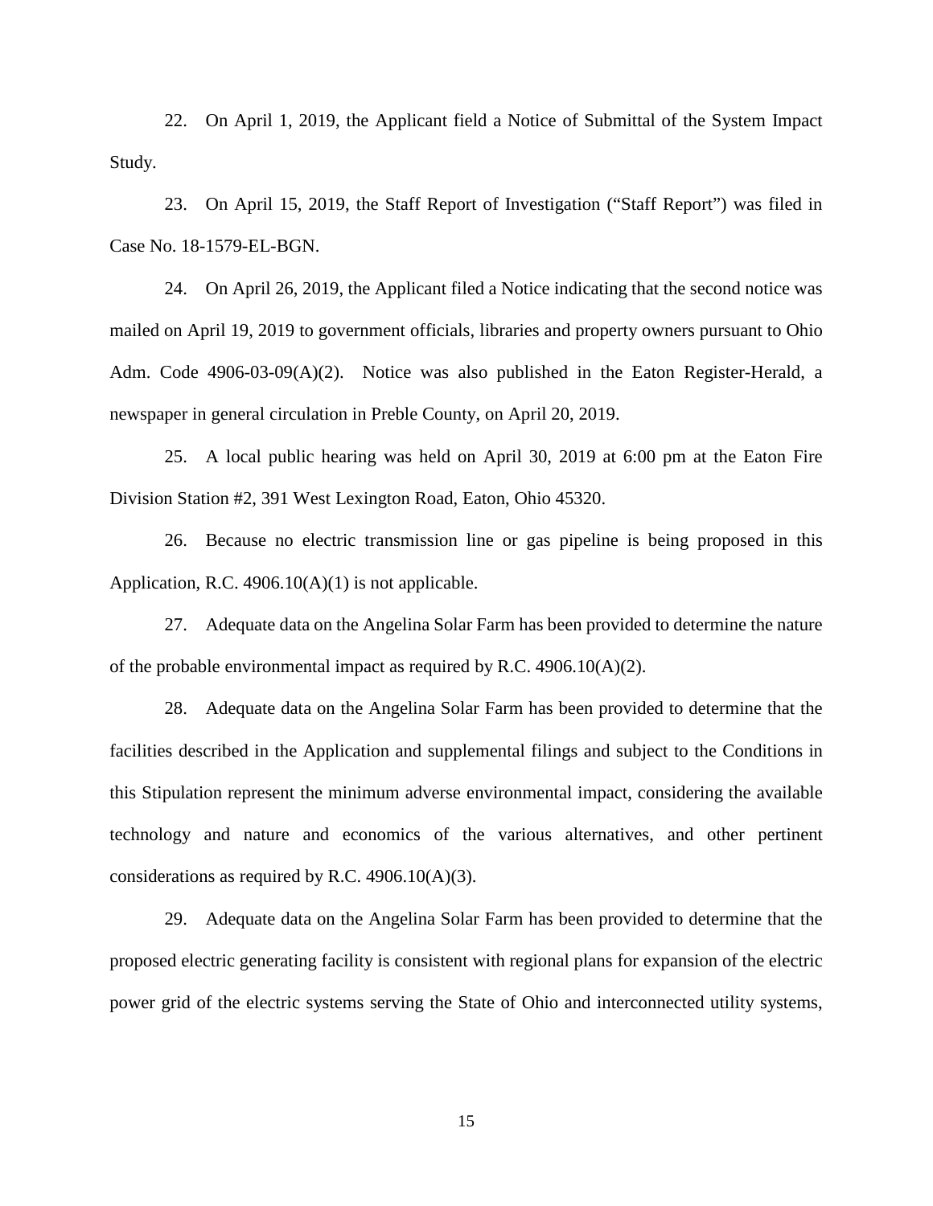22. On April 1, 2019, the Applicant field a Notice of Submittal of the System Impact Study.

23. On April 15, 2019, the Staff Report of Investigation ("Staff Report") was filed in Case No. 18-1579-EL-BGN.

24. On April 26, 2019, the Applicant filed a Notice indicating that the second notice was mailed on April 19, 2019 to government officials, libraries and property owners pursuant to Ohio Adm. Code 4906-03-09(A)(2). Notice was also published in the Eaton Register-Herald, a newspaper in general circulation in Preble County, on April 20, 2019.

25. A local public hearing was held on April 30, 2019 at 6:00 pm at the Eaton Fire Division Station #2, 391 West Lexington Road, Eaton, Ohio 45320.

26. Because no electric transmission line or gas pipeline is being proposed in this Application, R.C. 4906.10(A)(1) is not applicable.

27. Adequate data on the Angelina Solar Farm has been provided to determine the nature of the probable environmental impact as required by R.C. 4906.10(A)(2).

28. Adequate data on the Angelina Solar Farm has been provided to determine that the facilities described in the Application and supplemental filings and subject to the Conditions in this Stipulation represent the minimum adverse environmental impact, considering the available technology and nature and economics of the various alternatives, and other pertinent considerations as required by R.C. 4906.10(A)(3).

29. Adequate data on the Angelina Solar Farm has been provided to determine that the proposed electric generating facility is consistent with regional plans for expansion of the electric power grid of the electric systems serving the State of Ohio and interconnected utility systems,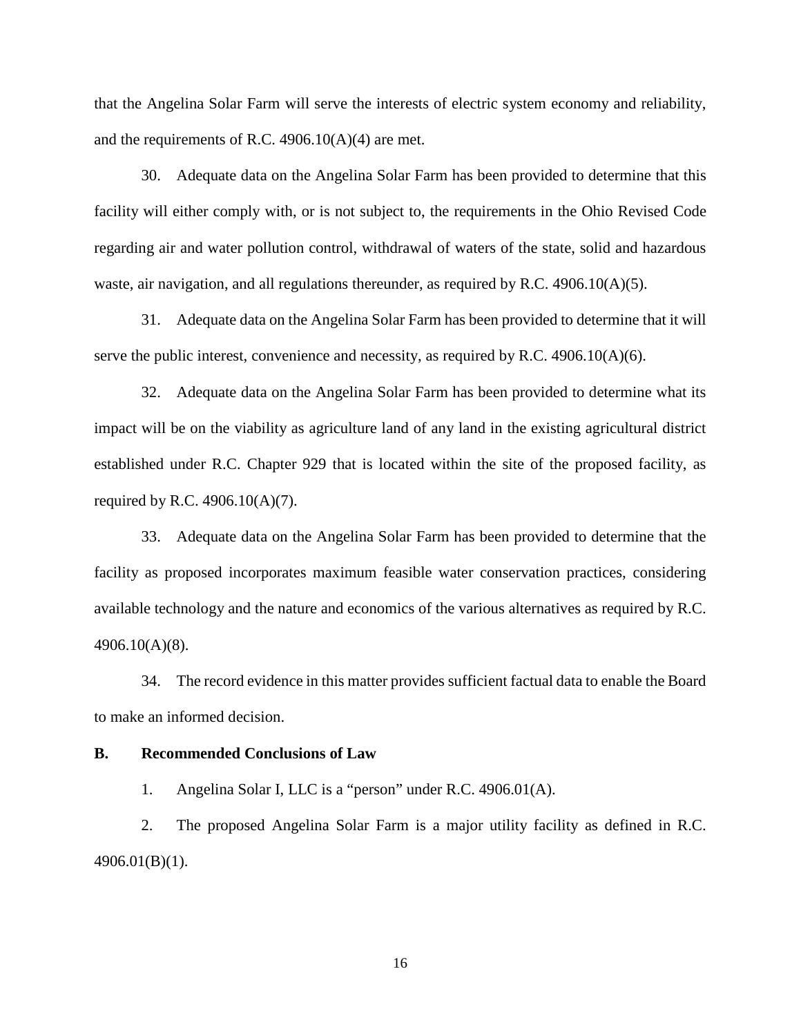that the Angelina Solar Farm will serve the interests of electric system economy and reliability, and the requirements of R.C. 4906.10(A)(4) are met.

30. Adequate data on the Angelina Solar Farm has been provided to determine that this facility will either comply with, or is not subject to, the requirements in the Ohio Revised Code regarding air and water pollution control, withdrawal of waters of the state, solid and hazardous waste, air navigation, and all regulations thereunder, as required by R.C. 4906.10(A)(5).

31. Adequate data on the Angelina Solar Farm has been provided to determine that it will serve the public interest, convenience and necessity, as required by R.C. 4906.10(A)(6).

32. Adequate data on the Angelina Solar Farm has been provided to determine what its impact will be on the viability as agriculture land of any land in the existing agricultural district established under R.C. Chapter 929 that is located within the site of the proposed facility, as required by R.C. 4906.10(A)(7).

33. Adequate data on the Angelina Solar Farm has been provided to determine that the facility as proposed incorporates maximum feasible water conservation practices, considering available technology and the nature and economics of the various alternatives as required by R.C. 4906.10(A)(8).

34. The record evidence in this matter provides sufficient factual data to enable the Board to make an informed decision.

**B. Recommended Conclusions of Law**

1. Angelina Solar I, LLC is a "person" under R.C. 4906.01(A).

2. The proposed Angelina Solar Farm is a major utility facility as defined in R.C. 4906.01(B)(1).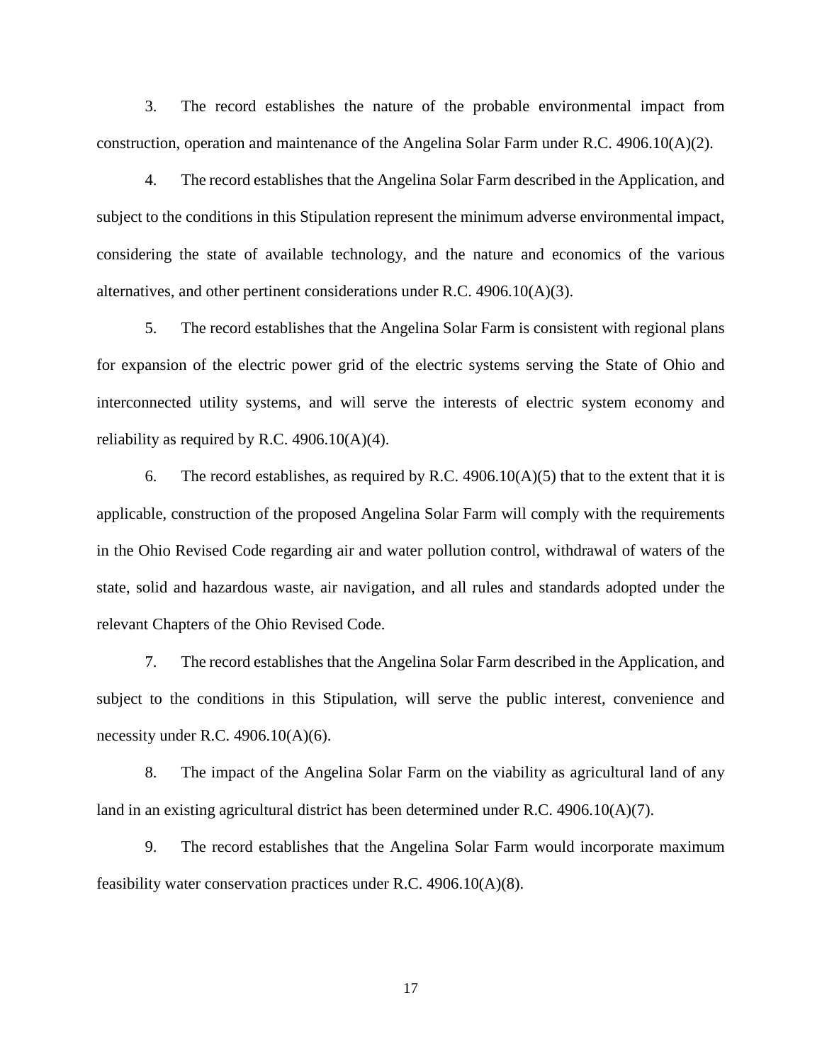3. The record establishes the nature of the probable environmental impact from construction, operation and maintenance of the Angelina Solar Farm under R.C. 4906.10(A)(2).

4. The record establishes that the Angelina Solar Farm described in the Application, and subject to the conditions in this Stipulation represent the minimum adverse environmental impact, considering the state of available technology, and the nature and economics of the various alternatives, and other pertinent considerations under R.C. 4906.10(A)(3).

5. The record establishes that the Angelina Solar Farm is consistent with regional plans for expansion of the electric power grid of the electric systems serving the State of Ohio and interconnected utility systems, and will serve the interests of electric system economy and reliability as required by R.C. 4906.10(A)(4).

6. The record establishes, as required by R.C. 4906.10(A)(5) that to the extent that it is applicable, construction of the proposed Angelina Solar Farm will comply with the requirements in the Ohio Revised Code regarding air and water pollution control, withdrawal of waters of the state, solid and hazardous waste, air navigation, and all rules and standards adopted under the relevant Chapters of the Ohio Revised Code.

7. The record establishes that the Angelina Solar Farm described in the Application, and subject to the conditions in this Stipulation, will serve the public interest, convenience and necessity under R.C. 4906.10(A)(6).

8. The impact of the Angelina Solar Farm on the viability as agricultural land of any land in an existing agricultural district has been determined under R.C. 4906.10(A)(7).

9. The record establishes that the Angelina Solar Farm would incorporate maximum feasibility water conservation practices under R.C. 4906.10(A)(8).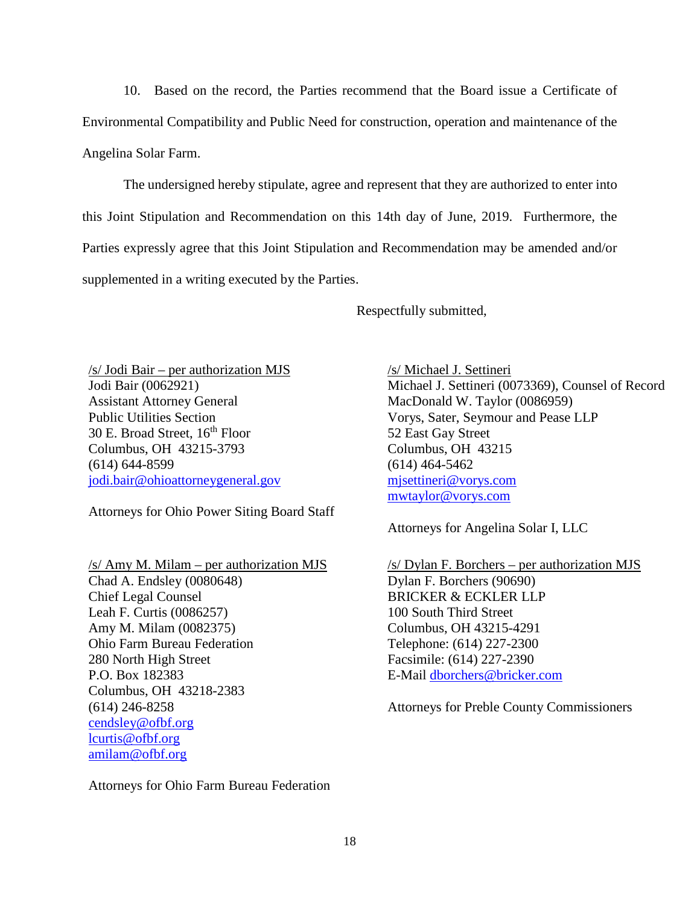10. Based on the record, the Parties recommend that the Board issue a Certificate of Environmental Compatibility and Public Need for construction, operation and maintenance of the Angelina Solar Farm.

The undersigned hereby stipulate, agree and represent that they are authorized to enter into this Joint Stipulation and Recommendation on this 14th day of June, 2019. Furthermore, the Parties expressly agree that this Joint Stipulation and Recommendation may be amended and/or supplemented in a writing executed by the Parties.

Respectfully submitted,

/s/ Jodi Bair – per authorization MJS
Jodi Bair (0062921)
Assistant Attorney General
Public Utilities Section
30 E. Broad Street, 16th Floor
Columbus, OH 43215-3793
(614) 644-8599
jodi.bair@ohioattorneygeneral.gov

Attorneys for Ohio Power Siting Board Staff

/s/ Michael J. Settineri
Michael J. Settineri (0073369), Counsel of Record
MacDonald W. Taylor (0086959)
Vorys, Sater, Seymour and Pease LLP
52 East Gay Street
Columbus, OH 43215
(614) 464-5462
mjsettineri@vorys.com
mwtaylor@vorys.com

Attorneys for Angelina Solar I, LLC

/s/ Amy M. Milam – per authorization MJS
Chad A. Endsley (0080648)
Chief Legal Counsel
Leah F. Curtis (0086257)
Amy M. Milam (0082375)
Ohio Farm Bureau Federation
280 North High Street
P.O. Box 182383
Columbus, OH 43218-2383
(614) 246-8258
cendsley@ofbf.org
lcurtis@ofbf.org
amilam@ofbf.org

Attorneys for Ohio Farm Bureau Federation

/s/ Dylan F. Borchers – per authorization MJS
Dylan F. Borchers (90690)
BRICKER & ECKLER LLP
100 South Third Street
Columbus, OH 43215-4291
Telephone: (614) 227-2300
Facsimile: (614) 227-2390
E-Mail dborchers@bricker.com

Attorneys for Preble County Commissioners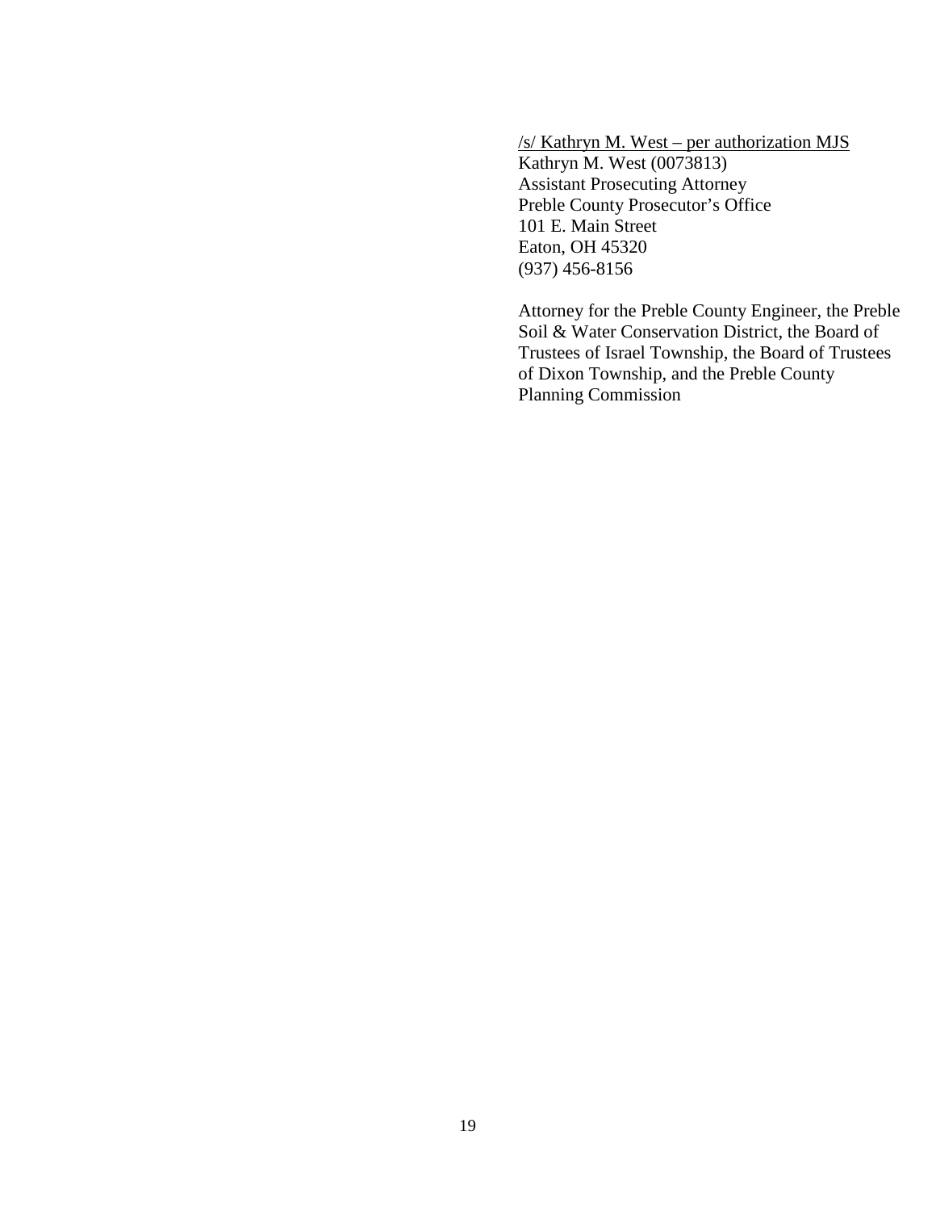<u>/s/ Kathryn M. West – per authorization MJS</u>
Kathryn M. West (0073813)
Assistant Prosecuting Attorney
Preble County Prosecutor's Office
101 E. Main Street
Eaton, OH 45320
(937) 456-8156

Attorney for the Preble County Engineer, the Preble Soil & Water Conservation District, the Board of Trustees of Israel Township, the Board of Trustees of Dixon Township, and the Preble County Planning Commission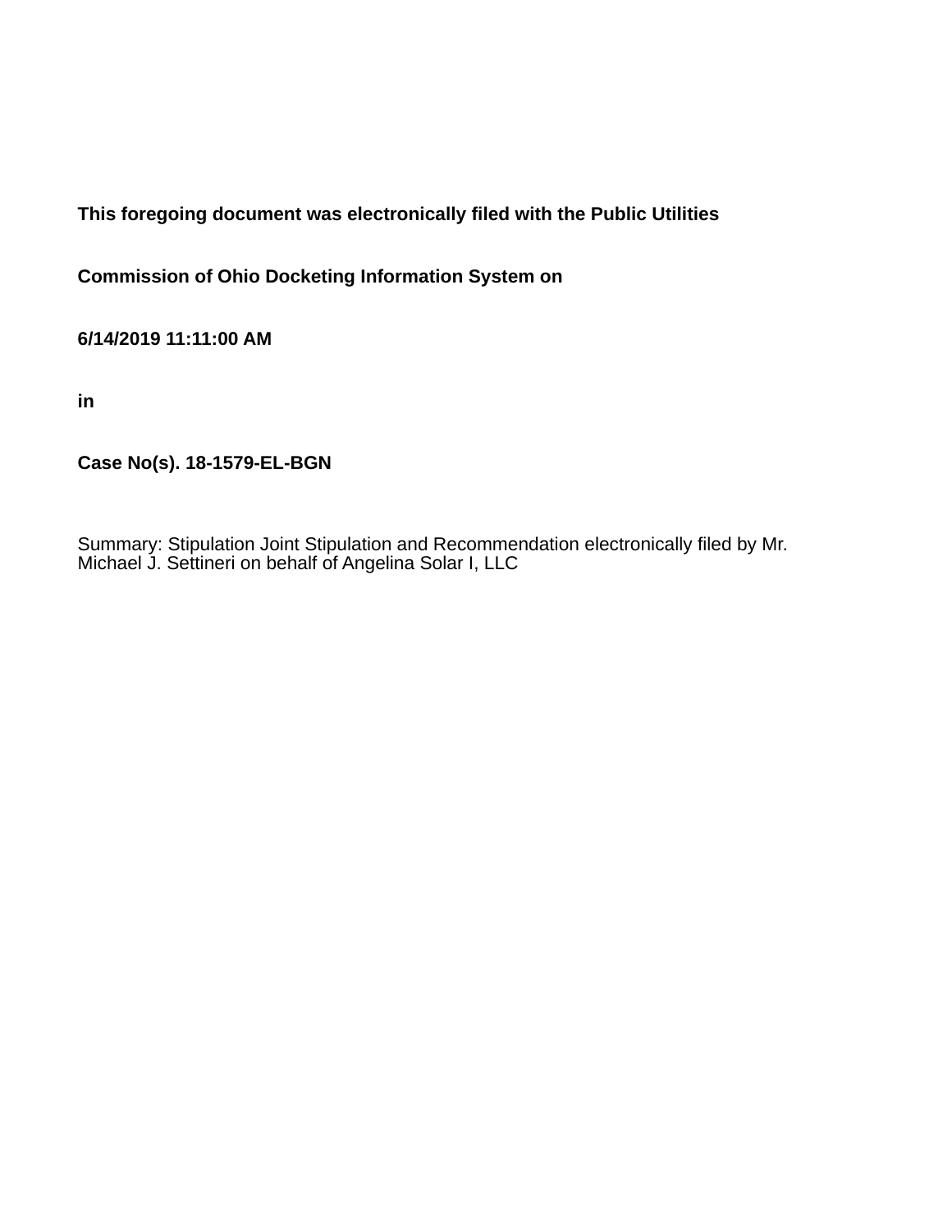**This foregoing document was electronically filed with the Public Utilities**

**Commission of Ohio Docketing Information System on**

**6/14/2019 11:11:00 AM**

**in**

**Case No(s). 18-1579-EL-BGN**

Summary: Stipulation Joint Stipulation and Recommendation electronically filed by Mr. Michael J. Settineri on behalf of Angelina Solar I, LLC